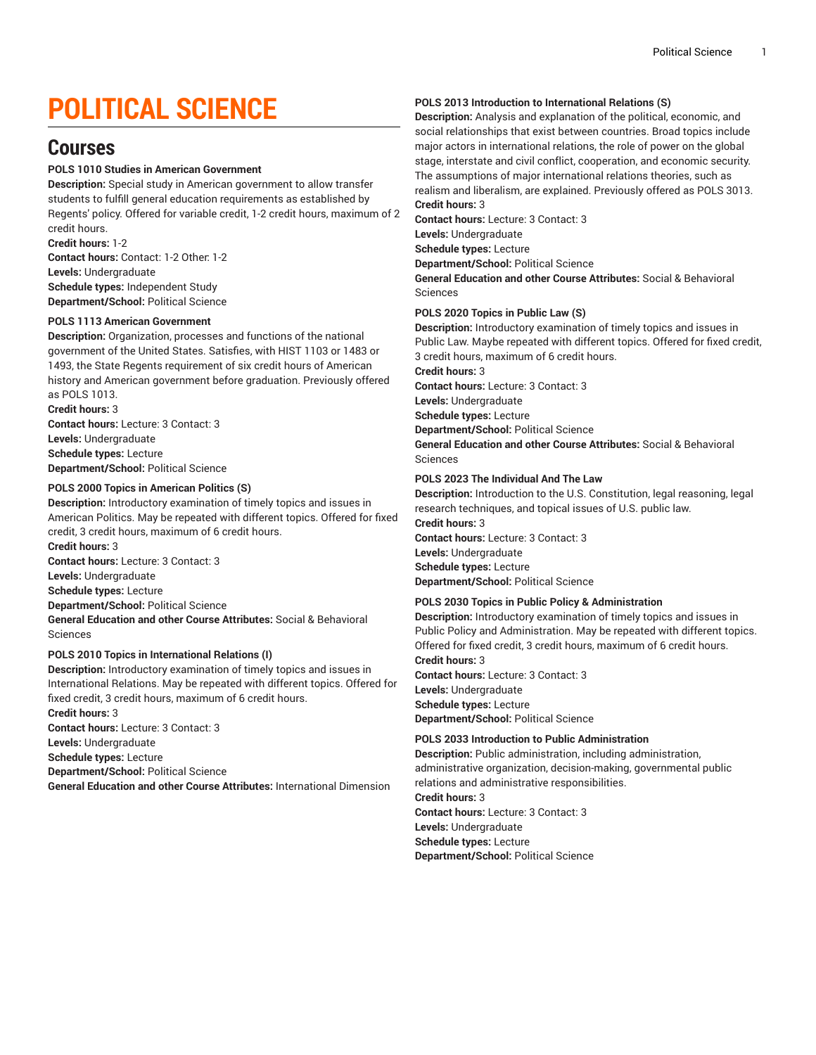# POLITICAL SCIENCE

## Courses

**POLS 1010 Studies in American Government**

**Description:** Special study in American government to allow transfer students to fulfill general education requirements as established by Regents' policy. Offered for variable credit, 1-2 credit hours, maximum of 2 credit hours.
**Credit hours:** 1-2
**Contact hours:** Contact: 1-2 Other: 1-2
**Levels:** Undergraduate
**Schedule types:** Independent Study
**Department/School:** Political Science

**POLS 1113 American Government**

**Description:** Organization, processes and functions of the national government of the United States. Satisfies, with HIST 1103 or 1483 or 1493, the State Regents requirement of six credit hours of American history and American government before graduation. Previously offered as POLS 1013.
**Credit hours:** 3
**Contact hours:** Lecture: 3 Contact: 3
**Levels:** Undergraduate
**Schedule types:** Lecture
**Department/School:** Political Science

**POLS 2000 Topics in American Politics (S)**

**Description:** Introductory examination of timely topics and issues in American Politics. May be repeated with different topics. Offered for fixed credit, 3 credit hours, maximum of 6 credit hours.
**Credit hours:** 3
**Contact hours:** Lecture: 3 Contact: 3
**Levels:** Undergraduate
**Schedule types:** Lecture
**Department/School:** Political Science
**General Education and other Course Attributes:** Social & Behavioral Sciences

**POLS 2010 Topics in International Relations (I)**

**Description:** Introductory examination of timely topics and issues in International Relations. May be repeated with different topics. Offered for fixed credit, 3 credit hours, maximum of 6 credit hours.
**Credit hours:** 3
**Contact hours:** Lecture: 3 Contact: 3
**Levels:** Undergraduate
**Schedule types:** Lecture
**Department/School:** Political Science
**General Education and other Course Attributes:** International Dimension

**POLS 2013 Introduction to International Relations (S)**

**Description:** Analysis and explanation of the political, economic, and social relationships that exist between countries. Broad topics include major actors in international relations, the role of power on the global stage, interstate and civil conflict, cooperation, and economic security. The assumptions of major international relations theories, such as realism and liberalism, are explained. Previously offered as POLS 3013.
**Credit hours:** 3
**Contact hours:** Lecture: 3 Contact: 3
**Levels:** Undergraduate
**Schedule types:** Lecture
**Department/School:** Political Science
**General Education and other Course Attributes:** Social & Behavioral Sciences

**POLS 2020 Topics in Public Law (S)**

**Description:** Introductory examination of timely topics and issues in Public Law. Maybe repeated with different topics. Offered for fixed credit, 3 credit hours, maximum of 6 credit hours.
**Credit hours:** 3
**Contact hours:** Lecture: 3 Contact: 3
**Levels:** Undergraduate
**Schedule types:** Lecture
**Department/School:** Political Science
**General Education and other Course Attributes:** Social & Behavioral Sciences

**POLS 2023 The Individual And The Law**

**Description:** Introduction to the U.S. Constitution, legal reasoning, legal research techniques, and topical issues of U.S. public law.
**Credit hours:** 3
**Contact hours:** Lecture: 3 Contact: 3
**Levels:** Undergraduate
**Schedule types:** Lecture
**Department/School:** Political Science

**POLS 2030 Topics in Public Policy & Administration**

**Description:** Introductory examination of timely topics and issues in Public Policy and Administration. May be repeated with different topics. Offered for fixed credit, 3 credit hours, maximum of 6 credit hours.
**Credit hours:** 3
**Contact hours:** Lecture: 3 Contact: 3
**Levels:** Undergraduate
**Schedule types:** Lecture
**Department/School:** Political Science

**POLS 2033 Introduction to Public Administration**

**Description:** Public administration, including administration, administrative organization, decision-making, governmental public relations and administrative responsibilities.
**Credit hours:** 3
**Contact hours:** Lecture: 3 Contact: 3
**Levels:** Undergraduate
**Schedule types:** Lecture
**Department/School:** Political Science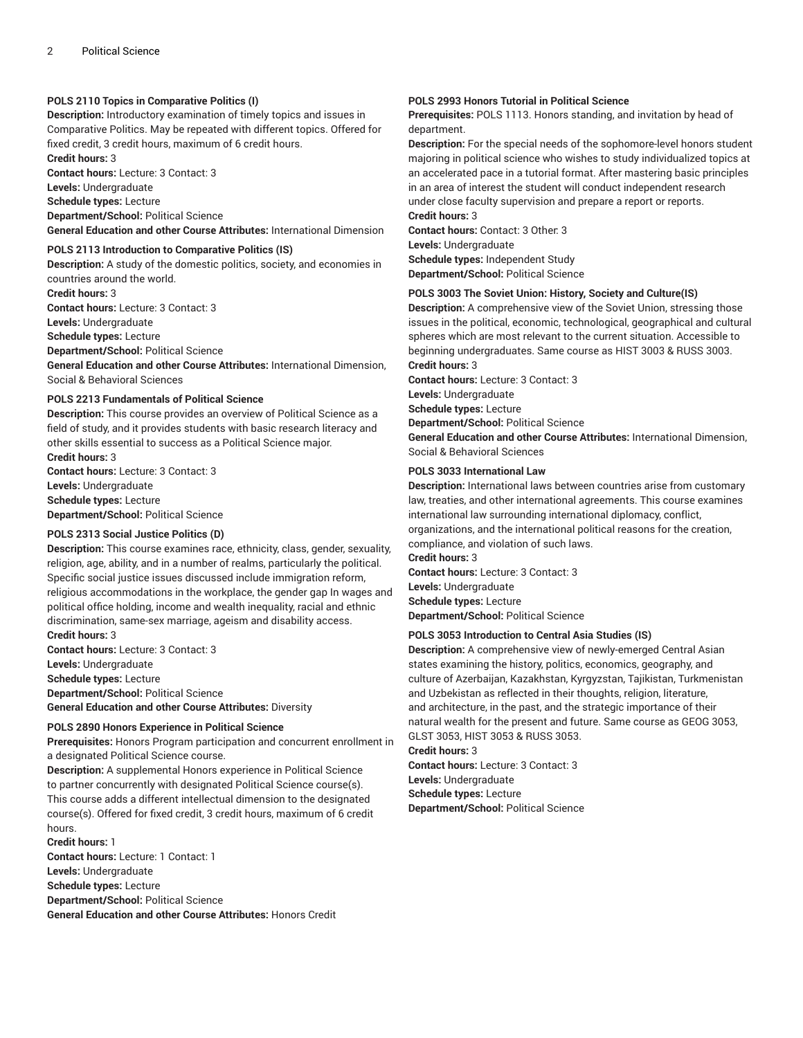**POLS 2110 Topics in Comparative Politics (I)**
**Description:** Introductory examination of timely topics and issues in Comparative Politics. May be repeated with different topics. Offered for fixed credit, 3 credit hours, maximum of 6 credit hours.
**Credit hours:** 3
**Contact hours:** Lecture: 3 Contact: 3
**Levels:** Undergraduate
**Schedule types:** Lecture
**Department/School:** Political Science
**General Education and other Course Attributes:** International Dimension

**POLS 2113 Introduction to Comparative Politics (IS)**
**Description:** A study of the domestic politics, society, and economies in countries around the world.
**Credit hours:** 3
**Contact hours:** Lecture: 3 Contact: 3
**Levels:** Undergraduate
**Schedule types:** Lecture
**Department/School:** Political Science
**General Education and other Course Attributes:** International Dimension, Social & Behavioral Sciences

**POLS 2213 Fundamentals of Political Science**
**Description:** This course provides an overview of Political Science as a field of study, and it provides students with basic research literacy and other skills essential to success as a Political Science major.
**Credit hours:** 3
**Contact hours:** Lecture: 3 Contact: 3
**Levels:** Undergraduate
**Schedule types:** Lecture
**Department/School:** Political Science

**POLS 2313 Social Justice Politics (D)**
**Description:** This course examines race, ethnicity, class, gender, sexuality, religion, age, ability, and in a number of realms, particularly the political. Specific social justice issues discussed include immigration reform, religious accommodations in the workplace, the gender gap In wages and political office holding, income and wealth inequality, racial and ethnic discrimination, same-sex marriage, ageism and disability access.
**Credit hours:** 3
**Contact hours:** Lecture: 3 Contact: 3
**Levels:** Undergraduate
**Schedule types:** Lecture
**Department/School:** Political Science
**General Education and other Course Attributes:** Diversity

**POLS 2890 Honors Experience in Political Science**
**Prerequisites:** Honors Program participation and concurrent enrollment in a designated Political Science course.
**Description:** A supplemental Honors experience in Political Science to partner concurrently with designated Political Science course(s). This course adds a different intellectual dimension to the designated course(s). Offered for fixed credit, 3 credit hours, maximum of 6 credit hours.
**Credit hours:** 1
**Contact hours:** Lecture: 1 Contact: 1
**Levels:** Undergraduate
**Schedule types:** Lecture
**Department/School:** Political Science
**General Education and other Course Attributes:** Honors Credit

**POLS 2993 Honors Tutorial in Political Science**
**Prerequisites:** POLS 1113. Honors standing, and invitation by head of department.
**Description:** For the special needs of the sophomore-level honors student majoring in political science who wishes to study individualized topics at an accelerated pace in a tutorial format. After mastering basic principles in an area of interest the student will conduct independent research under close faculty supervision and prepare a report or reports.
**Credit hours:** 3
**Contact hours:** Contact: 3 Other: 3
**Levels:** Undergraduate
**Schedule types:** Independent Study
**Department/School:** Political Science

**POLS 3003 The Soviet Union: History, Society and Culture(IS)**
**Description:** A comprehensive view of the Soviet Union, stressing those issues in the political, economic, technological, geographical and cultural spheres which are most relevant to the current situation. Accessible to beginning undergraduates. Same course as HIST 3003 & RUSS 3003.
**Credit hours:** 3
**Contact hours:** Lecture: 3 Contact: 3
**Levels:** Undergraduate
**Schedule types:** Lecture
**Department/School:** Political Science
**General Education and other Course Attributes:** International Dimension, Social & Behavioral Sciences

**POLS 3033 International Law**
**Description:** International laws between countries arise from customary law, treaties, and other international agreements. This course examines international law surrounding international diplomacy, conflict, organizations, and the international political reasons for the creation, compliance, and violation of such laws.
**Credit hours:** 3
**Contact hours:** Lecture: 3 Contact: 3
**Levels:** Undergraduate
**Schedule types:** Lecture
**Department/School:** Political Science

**POLS 3053 Introduction to Central Asia Studies (IS)**
**Description:** A comprehensive view of newly-emerged Central Asian states examining the history, politics, economics, geography, and culture of Azerbaijan, Kazakhstan, Kyrgyzstan, Tajikistan, Turkmenistan and Uzbekistan as reflected in their thoughts, religion, literature, and architecture, in the past, and the strategic importance of their natural wealth for the present and future. Same course as GEOG 3053, GLST 3053, HIST 3053 & RUSS 3053.
**Credit hours:** 3
**Contact hours:** Lecture: 3 Contact: 3
**Levels:** Undergraduate
**Schedule types:** Lecture
**Department/School:** Political Science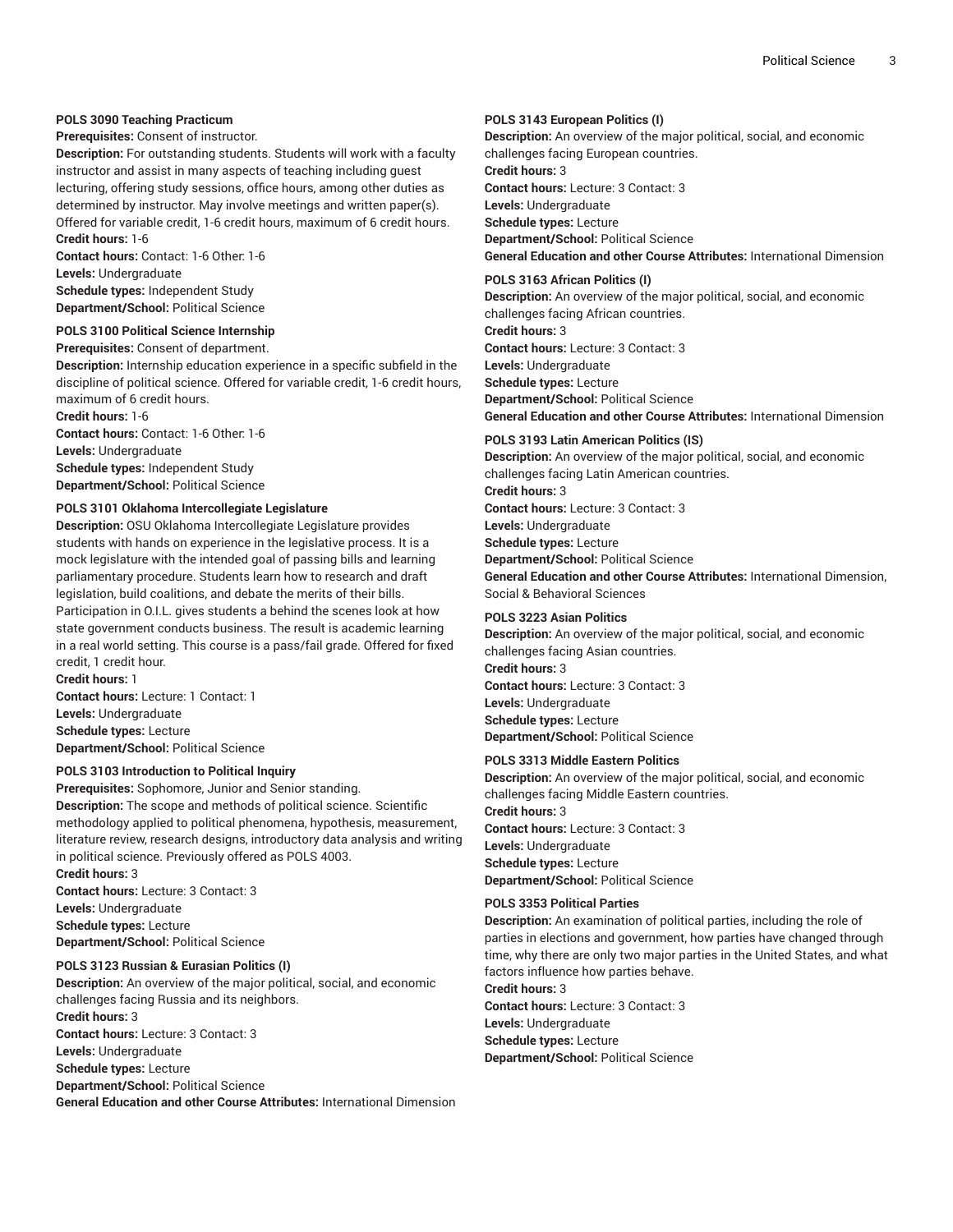**POLS 3090 Teaching Practicum**
**Prerequisites:** Consent of instructor.
**Description:** For outstanding students. Students will work with a faculty instructor and assist in many aspects of teaching including guest lecturing, offering study sessions, office hours, among other duties as determined by instructor. May involve meetings and written paper(s). Offered for variable credit, 1-6 credit hours, maximum of 6 credit hours.
**Credit hours:** 1-6
**Contact hours:** Contact: 1-6 Other: 1-6
**Levels:** Undergraduate
**Schedule types:** Independent Study
**Department/School:** Political Science

**POLS 3100 Political Science Internship**
**Prerequisites:** Consent of department.
**Description:** Internship education experience in a specific subfield in the discipline of political science. Offered for variable credit, 1-6 credit hours, maximum of 6 credit hours.
**Credit hours:** 1-6
**Contact hours:** Contact: 1-6 Other: 1-6
**Levels:** Undergraduate
**Schedule types:** Independent Study
**Department/School:** Political Science

**POLS 3101 Oklahoma Intercollegiate Legislature**
**Description:** OSU Oklahoma Intercollegiate Legislature provides students with hands on experience in the legislative process. It is a mock legislature with the intended goal of passing bills and learning parliamentary procedure. Students learn how to research and draft legislation, build coalitions, and debate the merits of their bills. Participation in O.I.L. gives students a behind the scenes look at how state government conducts business. The result is academic learning in a real world setting. This course is a pass/fail grade. Offered for fixed credit, 1 credit hour.
**Credit hours:** 1
**Contact hours:** Lecture: 1 Contact: 1
**Levels:** Undergraduate
**Schedule types:** Lecture
**Department/School:** Political Science

**POLS 3103 Introduction to Political Inquiry**
**Prerequisites:** Sophomore, Junior and Senior standing.
**Description:** The scope and methods of political science. Scientific methodology applied to political phenomena, hypothesis, measurement, literature review, research designs, introductory data analysis and writing in political science. Previously offered as POLS 4003.
**Credit hours:** 3
**Contact hours:** Lecture: 3 Contact: 3
**Levels:** Undergraduate
**Schedule types:** Lecture
**Department/School:** Political Science

**POLS 3123 Russian & Eurasian Politics (I)**
**Description:** An overview of the major political, social, and economic challenges facing Russia and its neighbors.
**Credit hours:** 3
**Contact hours:** Lecture: 3 Contact: 3
**Levels:** Undergraduate
**Schedule types:** Lecture
**Department/School:** Political Science
**General Education and other Course Attributes:** International Dimension

**POLS 3143 European Politics (I)**
**Description:** An overview of the major political, social, and economic challenges facing European countries.
**Credit hours:** 3
**Contact hours:** Lecture: 3 Contact: 3
**Levels:** Undergraduate
**Schedule types:** Lecture
**Department/School:** Political Science
**General Education and other Course Attributes:** International Dimension

**POLS 3163 African Politics (I)**
**Description:** An overview of the major political, social, and economic challenges facing African countries.
**Credit hours:** 3
**Contact hours:** Lecture: 3 Contact: 3
**Levels:** Undergraduate
**Schedule types:** Lecture
**Department/School:** Political Science
**General Education and other Course Attributes:** International Dimension

**POLS 3193 Latin American Politics (IS)**
**Description:** An overview of the major political, social, and economic challenges facing Latin American countries.
**Credit hours:** 3
**Contact hours:** Lecture: 3 Contact: 3
**Levels:** Undergraduate
**Schedule types:** Lecture
**Department/School:** Political Science
**General Education and other Course Attributes:** International Dimension, Social & Behavioral Sciences

**POLS 3223 Asian Politics**
**Description:** An overview of the major political, social, and economic challenges facing Asian countries.
**Credit hours:** 3
**Contact hours:** Lecture: 3 Contact: 3
**Levels:** Undergraduate
**Schedule types:** Lecture
**Department/School:** Political Science

**POLS 3313 Middle Eastern Politics**
**Description:** An overview of the major political, social, and economic challenges facing Middle Eastern countries.
**Credit hours:** 3
**Contact hours:** Lecture: 3 Contact: 3
**Levels:** Undergraduate
**Schedule types:** Lecture
**Department/School:** Political Science

**POLS 3353 Political Parties**
**Description:** An examination of political parties, including the role of parties in elections and government, how parties have changed through time, why there are only two major parties in the United States, and what factors influence how parties behave.
**Credit hours:** 3
**Contact hours:** Lecture: 3 Contact: 3
**Levels:** Undergraduate
**Schedule types:** Lecture
**Department/School:** Political Science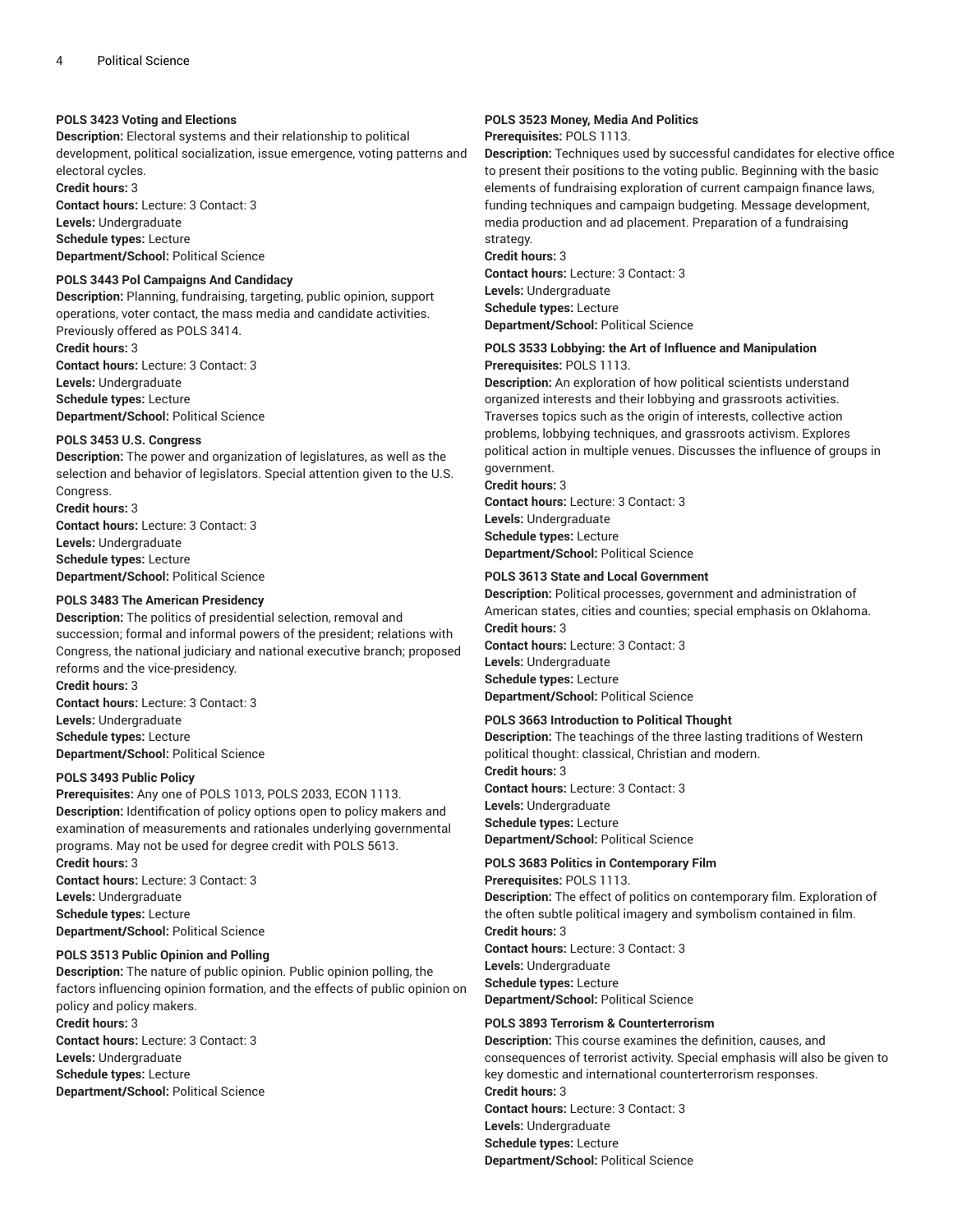**POLS 3423 Voting and Elections**

**Description:** Electoral systems and their relationship to political development, political socialization, issue emergence, voting patterns and electoral cycles.

**Credit hours:** 3

**Contact hours:** Lecture: 3 Contact: 3

**Levels:** Undergraduate

**Schedule types:** Lecture

**Department/School:** Political Science

**POLS 3443 Pol Campaigns And Candidacy**

**Description:** Planning, fundraising, targeting, public opinion, support operations, voter contact, the mass media and candidate activities. Previously offered as POLS 3414.

**Credit hours:** 3

**Contact hours:** Lecture: 3 Contact: 3

**Levels:** Undergraduate

**Schedule types:** Lecture

**Department/School:** Political Science

**POLS 3453 U.S. Congress**

**Description:** The power and organization of legislatures, as well as the selection and behavior of legislators. Special attention given to the U.S. Congress.

**Credit hours:** 3

**Contact hours:** Lecture: 3 Contact: 3

**Levels:** Undergraduate

**Schedule types:** Lecture

**Department/School:** Political Science

**POLS 3483 The American Presidency**

**Description:** The politics of presidential selection, removal and succession; formal and informal powers of the president; relations with Congress, the national judiciary and national executive branch; proposed reforms and the vice-presidency.

**Credit hours:** 3

**Contact hours:** Lecture: 3 Contact: 3

**Levels:** Undergraduate

**Schedule types:** Lecture

**Department/School:** Political Science

**POLS 3493 Public Policy**

**Prerequisites:** Any one of POLS 1013, POLS 2033, ECON 1113.

**Description:** Identification of policy options open to policy makers and examination of measurements and rationales underlying governmental programs. May not be used for degree credit with POLS 5613.

**Credit hours:** 3

**Contact hours:** Lecture: 3 Contact: 3

**Levels:** Undergraduate

**Schedule types:** Lecture

**Department/School:** Political Science

**POLS 3513 Public Opinion and Polling**

**Description:** The nature of public opinion. Public opinion polling, the factors influencing opinion formation, and the effects of public opinion on policy and policy makers.

**Credit hours:** 3

**Contact hours:** Lecture: 3 Contact: 3

**Levels:** Undergraduate

**Schedule types:** Lecture

**Department/School:** Political Science

**POLS 3523 Money, Media And Politics**

**Prerequisites:** POLS 1113.

**Description:** Techniques used by successful candidates for elective office to present their positions to the voting public. Beginning with the basic elements of fundraising exploration of current campaign finance laws, funding techniques and campaign budgeting. Message development, media production and ad placement. Preparation of a fundraising strategy.

**Credit hours:** 3

**Contact hours:** Lecture: 3 Contact: 3

**Levels:** Undergraduate

**Schedule types:** Lecture

**Department/School:** Political Science

**POLS 3533 Lobbying: the Art of Influence and Manipulation**

**Prerequisites:** POLS 1113.

**Description:** An exploration of how political scientists understand organized interests and their lobbying and grassroots activities. Traverses topics such as the origin of interests, collective action problems, lobbying techniques, and grassroots activism. Explores political action in multiple venues. Discusses the influence of groups in government.

**Credit hours:** 3

**Contact hours:** Lecture: 3 Contact: 3

**Levels:** Undergraduate

**Schedule types:** Lecture

**Department/School:** Political Science

**POLS 3613 State and Local Government**

**Description:** Political processes, government and administration of American states, cities and counties; special emphasis on Oklahoma.

**Credit hours:** 3

**Contact hours:** Lecture: 3 Contact: 3

**Levels:** Undergraduate

**Schedule types:** Lecture

**Department/School:** Political Science

**POLS 3663 Introduction to Political Thought**

**Description:** The teachings of the three lasting traditions of Western political thought: classical, Christian and modern.

**Credit hours:** 3

**Contact hours:** Lecture: 3 Contact: 3

**Levels:** Undergraduate

**Schedule types:** Lecture

**Department/School:** Political Science

**POLS 3683 Politics in Contemporary Film**

**Prerequisites:** POLS 1113.

**Description:** The effect of politics on contemporary film. Exploration of the often subtle political imagery and symbolism contained in film.

**Credit hours:** 3

**Contact hours:** Lecture: 3 Contact: 3

**Levels:** Undergraduate

**Schedule types:** Lecture

**Department/School:** Political Science

**POLS 3893 Terrorism & Counterterrorism**

**Description:** This course examines the definition, causes, and consequences of terrorist activity. Special emphasis will also be given to key domestic and international counterterrorism responses.

**Credit hours:** 3

**Contact hours:** Lecture: 3 Contact: 3

**Levels:** Undergraduate

**Schedule types:** Lecture

**Department/School:** Political Science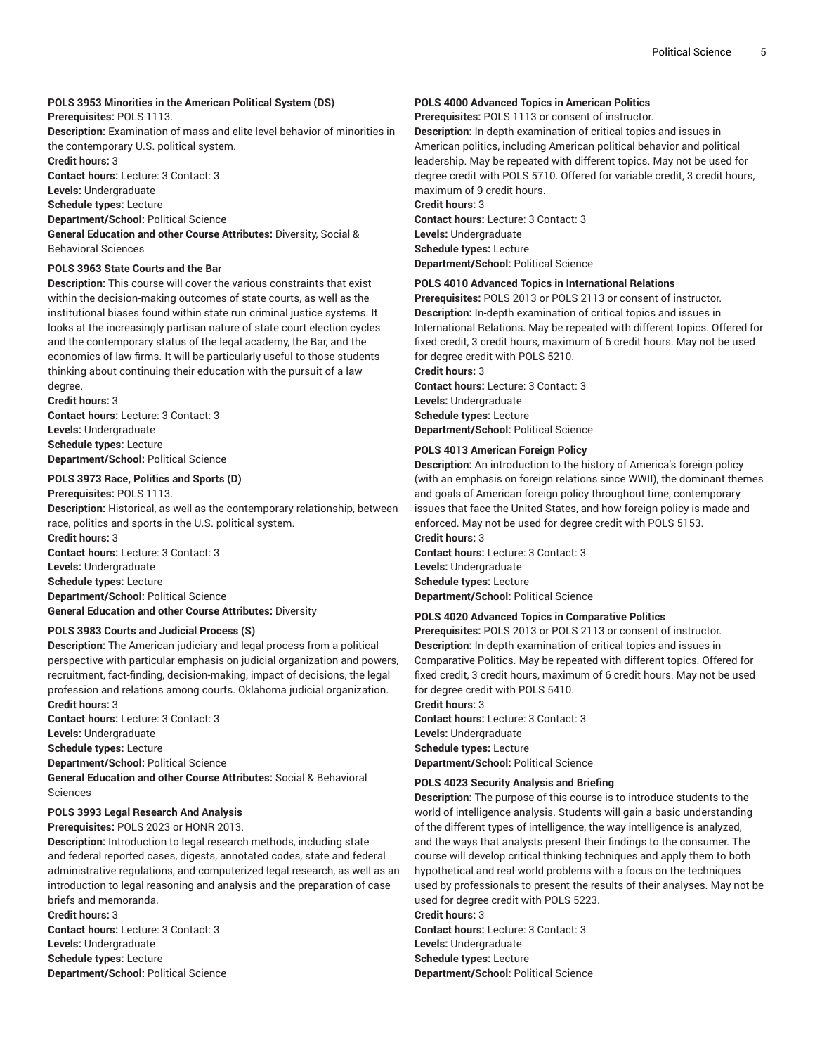**POLS 3953 Minorities in the American Political System (DS)**
**Prerequisites:** POLS 1113.
**Description:** Examination of mass and elite level behavior of minorities in the contemporary U.S. political system.
**Credit hours:** 3
**Contact hours:** Lecture: 3 Contact: 3
**Levels:** Undergraduate
**Schedule types:** Lecture
**Department/School:** Political Science
**General Education and other Course Attributes:** Diversity, Social & Behavioral Sciences

**POLS 3963 State Courts and the Bar**
**Description:** This course will cover the various constraints that exist within the decision-making outcomes of state courts, as well as the institutional biases found within state run criminal justice systems. It looks at the increasingly partisan nature of state court election cycles and the contemporary status of the legal academy, the Bar, and the economics of law firms. It will be particularly useful to those students thinking about continuing their education with the pursuit of a law degree.
**Credit hours:** 3
**Contact hours:** Lecture: 3 Contact: 3
**Levels:** Undergraduate
**Schedule types:** Lecture
**Department/School:** Political Science

**POLS 3973 Race, Politics and Sports (D)**
**Prerequisites:** POLS 1113.
**Description:** Historical, as well as the contemporary relationship, between race, politics and sports in the U.S. political system.
**Credit hours:** 3
**Contact hours:** Lecture: 3 Contact: 3
**Levels:** Undergraduate
**Schedule types:** Lecture
**Department/School:** Political Science
**General Education and other Course Attributes:** Diversity

**POLS 3983 Courts and Judicial Process (S)**
**Description:** The American judiciary and legal process from a political perspective with particular emphasis on judicial organization and powers, recruitment, fact-finding, decision-making, impact of decisions, the legal profession and relations among courts. Oklahoma judicial organization.
**Credit hours:** 3
**Contact hours:** Lecture: 3 Contact: 3
**Levels:** Undergraduate
**Schedule types:** Lecture
**Department/School:** Political Science
**General Education and other Course Attributes:** Social & Behavioral Sciences

**POLS 3993 Legal Research And Analysis**
**Prerequisites:** POLS 2023 or HONR 2013.
**Description:** Introduction to legal research methods, including state and federal reported cases, digests, annotated codes, state and federal administrative regulations, and computerized legal research, as well as an introduction to legal reasoning and analysis and the preparation of case briefs and memoranda.
**Credit hours:** 3
**Contact hours:** Lecture: 3 Contact: 3
**Levels:** Undergraduate
**Schedule types:** Lecture
**Department/School:** Political Science

**POLS 4000 Advanced Topics in American Politics**
**Prerequisites:** POLS 1113 or consent of instructor.
**Description:** In-depth examination of critical topics and issues in American politics, including American political behavior and political leadership. May be repeated with different topics. May not be used for degree credit with POLS 5710. Offered for variable credit, 3 credit hours, maximum of 9 credit hours.
**Credit hours:** 3
**Contact hours:** Lecture: 3 Contact: 3
**Levels:** Undergraduate
**Schedule types:** Lecture
**Department/School:** Political Science

**POLS 4010 Advanced Topics in International Relations**
**Prerequisites:** POLS 2013 or POLS 2113 or consent of instructor.
**Description:** In-depth examination of critical topics and issues in International Relations. May be repeated with different topics. Offered for fixed credit, 3 credit hours, maximum of 6 credit hours. May not be used for degree credit with POLS 5210.
**Credit hours:** 3
**Contact hours:** Lecture: 3 Contact: 3
**Levels:** Undergraduate
**Schedule types:** Lecture
**Department/School:** Political Science

**POLS 4013 American Foreign Policy**
**Description:** An introduction to the history of America's foreign policy (with an emphasis on foreign relations since WWII), the dominant themes and goals of American foreign policy throughout time, contemporary issues that face the United States, and how foreign policy is made and enforced. May not be used for degree credit with POLS 5153.
**Credit hours:** 3
**Contact hours:** Lecture: 3 Contact: 3
**Levels:** Undergraduate
**Schedule types:** Lecture
**Department/School:** Political Science

**POLS 4020 Advanced Topics in Comparative Politics**
**Prerequisites:** POLS 2013 or POLS 2113 or consent of instructor.
**Description:** In-depth examination of critical topics and issues in Comparative Politics. May be repeated with different topics. Offered for fixed credit, 3 credit hours, maximum of 6 credit hours. May not be used for degree credit with POLS 5410.
**Credit hours:** 3
**Contact hours:** Lecture: 3 Contact: 3
**Levels:** Undergraduate
**Schedule types:** Lecture
**Department/School:** Political Science

**POLS 4023 Security Analysis and Briefing**
**Description:** The purpose of this course is to introduce students to the world of intelligence analysis. Students will gain a basic understanding of the different types of intelligence, the way intelligence is analyzed, and the ways that analysts present their findings to the consumer. The course will develop critical thinking techniques and apply them to both hypothetical and real-world problems with a focus on the techniques used by professionals to present the results of their analyses. May not be used for degree credit with POLS 5223.
**Credit hours:** 3
**Contact hours:** Lecture: 3 Contact: 3
**Levels:** Undergraduate
**Schedule types:** Lecture
**Department/School:** Political Science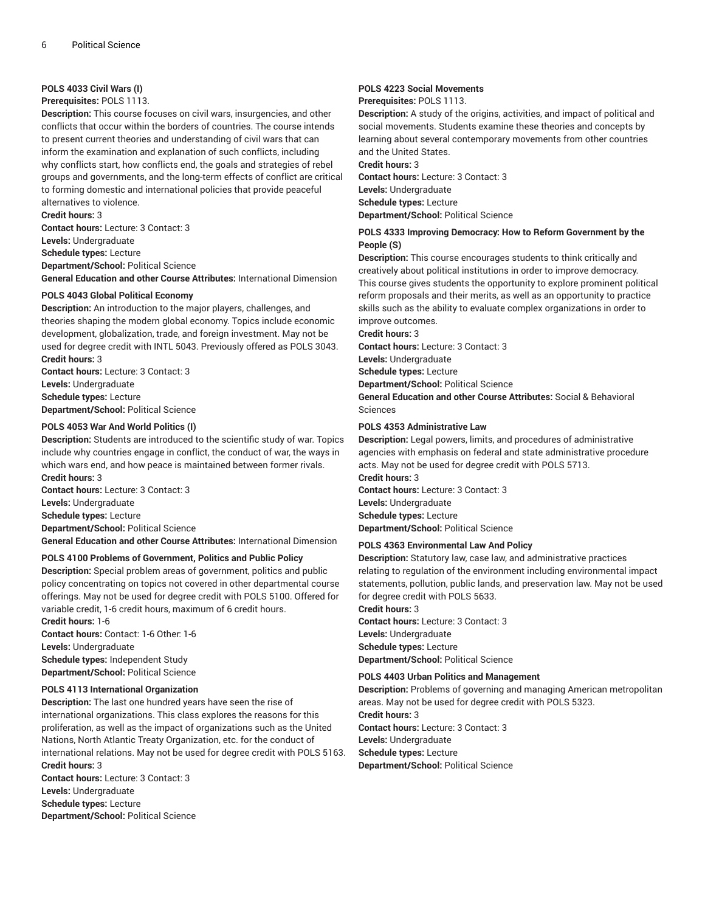**POLS 4033 Civil Wars (I)**

**Prerequisites:** POLS 1113.

**Description:** This course focuses on civil wars, insurgencies, and other conflicts that occur within the borders of countries. The course intends to present current theories and understanding of civil wars that can inform the examination and explanation of such conflicts, including why conflicts start, how conflicts end, the goals and strategies of rebel groups and governments, and the long-term effects of conflict are critical to forming domestic and international policies that provide peaceful alternatives to violence.

**Credit hours:** 3

**Contact hours:** Lecture: 3 Contact: 3

**Levels:** Undergraduate

**Schedule types:** Lecture

**Department/School:** Political Science

**General Education and other Course Attributes:** International Dimension

**POLS 4043 Global Political Economy**

**Description:** An introduction to the major players, challenges, and theories shaping the modern global economy. Topics include economic development, globalization, trade, and foreign investment. May not be used for degree credit with INTL 5043. Previously offered as POLS 3043.

**Credit hours:** 3

**Contact hours:** Lecture: 3 Contact: 3

**Levels:** Undergraduate

**Schedule types:** Lecture

**Department/School:** Political Science

**POLS 4053 War And World Politics (I)**

**Description:** Students are introduced to the scientific study of war. Topics include why countries engage in conflict, the conduct of war, the ways in which wars end, and how peace is maintained between former rivals.

**Credit hours:** 3

**Contact hours:** Lecture: 3 Contact: 3

**Levels:** Undergraduate

**Schedule types:** Lecture

**Department/School:** Political Science

**General Education and other Course Attributes:** International Dimension

**POLS 4100 Problems of Government, Politics and Public Policy**

**Description:** Special problem areas of government, politics and public policy concentrating on topics not covered in other departmental course offerings. May not be used for degree credit with POLS 5100. Offered for variable credit, 1-6 credit hours, maximum of 6 credit hours.

**Credit hours:** 1-6

**Contact hours:** Contact: 1-6 Other: 1-6

**Levels:** Undergraduate

**Schedule types:** Independent Study

**Department/School:** Political Science

**POLS 4113 International Organization**

**Description:** The last one hundred years have seen the rise of international organizations. This class explores the reasons for this proliferation, as well as the impact of organizations such as the United Nations, North Atlantic Treaty Organization, etc. for the conduct of international relations. May not be used for degree credit with POLS 5163.

**Credit hours:** 3

**Contact hours:** Lecture: 3 Contact: 3

**Levels:** Undergraduate

**Schedule types:** Lecture

**Department/School:** Political Science

**POLS 4223 Social Movements**

**Prerequisites:** POLS 1113.

**Description:** A study of the origins, activities, and impact of political and social movements. Students examine these theories and concepts by learning about several contemporary movements from other countries and the United States.

**Credit hours:** 3

**Contact hours:** Lecture: 3 Contact: 3

**Levels:** Undergraduate

**Schedule types:** Lecture

**Department/School:** Political Science

**POLS 4333 Improving Democracy: How to Reform Government by the People (S)**

**Description:** This course encourages students to think critically and creatively about political institutions in order to improve democracy. This course gives students the opportunity to explore prominent political reform proposals and their merits, as well as an opportunity to practice skills such as the ability to evaluate complex organizations in order to improve outcomes.

**Credit hours:** 3

**Contact hours:** Lecture: 3 Contact: 3

**Levels:** Undergraduate

**Schedule types:** Lecture

**Department/School:** Political Science

**General Education and other Course Attributes:** Social & Behavioral Sciences

**POLS 4353 Administrative Law**

**Description:** Legal powers, limits, and procedures of administrative agencies with emphasis on federal and state administrative procedure acts. May not be used for degree credit with POLS 5713.

**Credit hours:** 3

**Contact hours:** Lecture: 3 Contact: 3

**Levels:** Undergraduate

**Schedule types:** Lecture

**Department/School:** Political Science

**POLS 4363 Environmental Law And Policy**

**Description:** Statutory law, case law, and administrative practices relating to regulation of the environment including environmental impact statements, pollution, public lands, and preservation law. May not be used for degree credit with POLS 5633.

**Credit hours:** 3

**Contact hours:** Lecture: 3 Contact: 3

**Levels:** Undergraduate

**Schedule types:** Lecture

**Department/School:** Political Science

**POLS 4403 Urban Politics and Management**

**Description:** Problems of governing and managing American metropolitan areas. May not be used for degree credit with POLS 5323.

**Credit hours:** 3

**Contact hours:** Lecture: 3 Contact: 3

**Levels:** Undergraduate

**Schedule types:** Lecture

**Department/School:** Political Science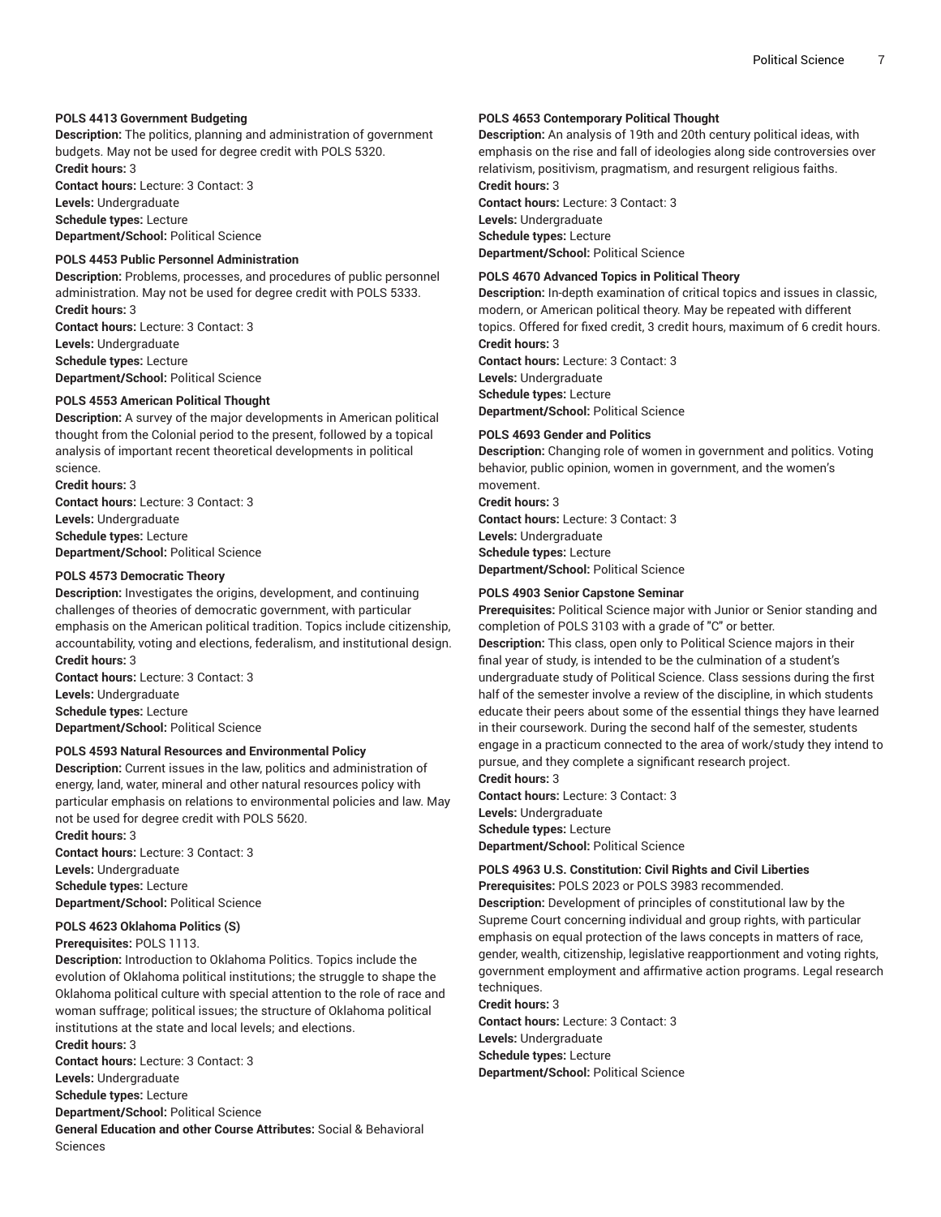**POLS 4413 Government Budgeting**

**Description:** The politics, planning and administration of government budgets. May not be used for degree credit with POLS 5320.
**Credit hours:** 3
**Contact hours:** Lecture: 3 Contact: 3
**Levels:** Undergraduate
**Schedule types:** Lecture
**Department/School:** Political Science

**POLS 4453 Public Personnel Administration**

**Description:** Problems, processes, and procedures of public personnel administration. May not be used for degree credit with POLS 5333.
**Credit hours:** 3
**Contact hours:** Lecture: 3 Contact: 3
**Levels:** Undergraduate
**Schedule types:** Lecture
**Department/School:** Political Science

**POLS 4553 American Political Thought**

**Description:** A survey of the major developments in American political thought from the Colonial period to the present, followed by a topical analysis of important recent theoretical developments in political science.
**Credit hours:** 3
**Contact hours:** Lecture: 3 Contact: 3
**Levels:** Undergraduate
**Schedule types:** Lecture
**Department/School:** Political Science

**POLS 4573 Democratic Theory**

**Description:** Investigates the origins, development, and continuing challenges of theories of democratic government, with particular emphasis on the American political tradition. Topics include citizenship, accountability, voting and elections, federalism, and institutional design.
**Credit hours:** 3
**Contact hours:** Lecture: 3 Contact: 3
**Levels:** Undergraduate
**Schedule types:** Lecture
**Department/School:** Political Science

**POLS 4593 Natural Resources and Environmental Policy**

**Description:** Current issues in the law, politics and administration of energy, land, water, mineral and other natural resources policy with particular emphasis on relations to environmental policies and law. May not be used for degree credit with POLS 5620.
**Credit hours:** 3
**Contact hours:** Lecture: 3 Contact: 3
**Levels:** Undergraduate
**Schedule types:** Lecture
**Department/School:** Political Science

**POLS 4623 Oklahoma Politics (S)**

**Prerequisites:** POLS 1113.
**Description:** Introduction to Oklahoma Politics. Topics include the evolution of Oklahoma political institutions; the struggle to shape the Oklahoma political culture with special attention to the role of race and woman suffrage; political issues; the structure of Oklahoma political institutions at the state and local levels; and elections.
**Credit hours:** 3
**Contact hours:** Lecture: 3 Contact: 3
**Levels:** Undergraduate
**Schedule types:** Lecture
**Department/School:** Political Science
**General Education and other Course Attributes:** Social & Behavioral Sciences

**POLS 4653 Contemporary Political Thought**

**Description:** An analysis of 19th and 20th century political ideas, with emphasis on the rise and fall of ideologies along side controversies over relativism, positivism, pragmatism, and resurgent religious faiths.
**Credit hours:** 3
**Contact hours:** Lecture: 3 Contact: 3
**Levels:** Undergraduate
**Schedule types:** Lecture
**Department/School:** Political Science

**POLS 4670 Advanced Topics in Political Theory**

**Description:** In-depth examination of critical topics and issues in classic, modern, or American political theory. May be repeated with different topics. Offered for fixed credit, 3 credit hours, maximum of 6 credit hours.
**Credit hours:** 3
**Contact hours:** Lecture: 3 Contact: 3
**Levels:** Undergraduate
**Schedule types:** Lecture
**Department/School:** Political Science

**POLS 4693 Gender and Politics**

**Description:** Changing role of women in government and politics. Voting behavior, public opinion, women in government, and the women's movement.
**Credit hours:** 3
**Contact hours:** Lecture: 3 Contact: 3
**Levels:** Undergraduate
**Schedule types:** Lecture
**Department/School:** Political Science

**POLS 4903 Senior Capstone Seminar**

**Prerequisites:** Political Science major with Junior or Senior standing and completion of POLS 3103 with a grade of "C" or better.
**Description:** This class, open only to Political Science majors in their final year of study, is intended to be the culmination of a student's undergraduate study of Political Science. Class sessions during the first half of the semester involve a review of the discipline, in which students educate their peers about some of the essential things they have learned in their coursework. During the second half of the semester, students engage in a practicum connected to the area of work/study they intend to pursue, and they complete a significant research project.
**Credit hours:** 3
**Contact hours:** Lecture: 3 Contact: 3
**Levels:** Undergraduate
**Schedule types:** Lecture
**Department/School:** Political Science

**POLS 4963 U.S. Constitution: Civil Rights and Civil Liberties**

**Prerequisites:** POLS 2023 or POLS 3983 recommended.
**Description:** Development of principles of constitutional law by the Supreme Court concerning individual and group rights, with particular emphasis on equal protection of the laws concepts in matters of race, gender, wealth, citizenship, legislative reapportionment and voting rights, government employment and affirmative action programs. Legal research techniques.
**Credit hours:** 3
**Contact hours:** Lecture: 3 Contact: 3
**Levels:** Undergraduate
**Schedule types:** Lecture
**Department/School:** Political Science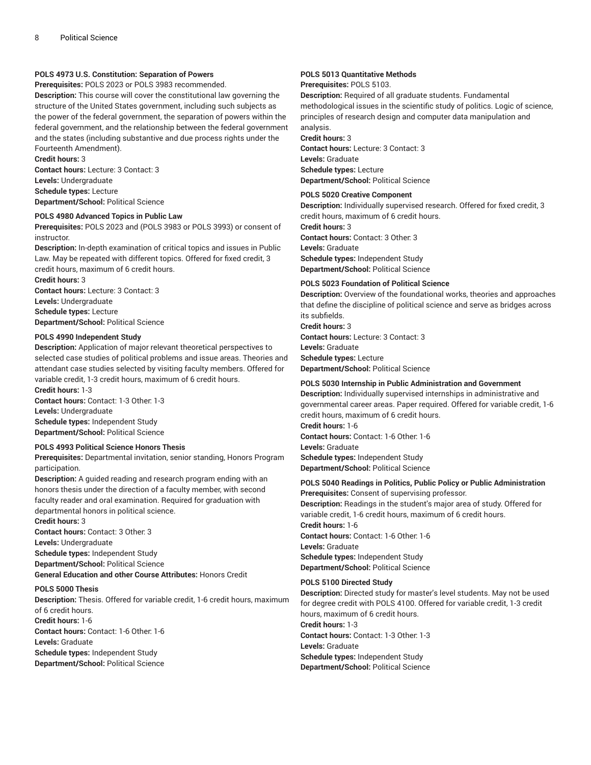**POLS 4973 U.S. Constitution: Separation of Powers**
**Prerequisites:** POLS 2023 or POLS 3983 recommended.
**Description:** This course will cover the constitutional law governing the structure of the United States government, including such subjects as the power of the federal government, the separation of powers within the federal government, and the relationship between the federal government and the states (including substantive and due process rights under the Fourteenth Amendment).
**Credit hours:** 3
**Contact hours:** Lecture: 3 Contact: 3
**Levels:** Undergraduate
**Schedule types:** Lecture
**Department/School:** Political Science

**POLS 4980 Advanced Topics in Public Law**
**Prerequisites:** POLS 2023 and (POLS 3983 or POLS 3993) or consent of instructor.
**Description:** In-depth examination of critical topics and issues in Public Law. May be repeated with different topics. Offered for fixed credit, 3 credit hours, maximum of 6 credit hours.
**Credit hours:** 3
**Contact hours:** Lecture: 3 Contact: 3
**Levels:** Undergraduate
**Schedule types:** Lecture
**Department/School:** Political Science

**POLS 4990 Independent Study**
**Description:** Application of major relevant theoretical perspectives to selected case studies of political problems and issue areas. Theories and attendant case studies selected by visiting faculty members. Offered for variable credit, 1-3 credit hours, maximum of 6 credit hours.
**Credit hours:** 1-3
**Contact hours:** Contact: 1-3 Other: 1-3
**Levels:** Undergraduate
**Schedule types:** Independent Study
**Department/School:** Political Science

**POLS 4993 Political Science Honors Thesis**
**Prerequisites:** Departmental invitation, senior standing, Honors Program participation.
**Description:** A guided reading and research program ending with an honors thesis under the direction of a faculty member, with second faculty reader and oral examination. Required for graduation with departmental honors in political science.
**Credit hours:** 3
**Contact hours:** Contact: 3 Other: 3
**Levels:** Undergraduate
**Schedule types:** Independent Study
**Department/School:** Political Science
**General Education and other Course Attributes:** Honors Credit

**POLS 5000 Thesis**
**Description:** Thesis. Offered for variable credit, 1-6 credit hours, maximum of 6 credit hours.
**Credit hours:** 1-6
**Contact hours:** Contact: 1-6 Other: 1-6
**Levels:** Graduate
**Schedule types:** Independent Study
**Department/School:** Political Science

**POLS 5013 Quantitative Methods**
**Prerequisites:** POLS 5103.
**Description:** Required of all graduate students. Fundamental methodological issues in the scientific study of politics. Logic of science, principles of research design and computer data manipulation and analysis.
**Credit hours:** 3
**Contact hours:** Lecture: 3 Contact: 3
**Levels:** Graduate
**Schedule types:** Lecture
**Department/School:** Political Science

**POLS 5020 Creative Component**
**Description:** Individually supervised research. Offered for fixed credit, 3 credit hours, maximum of 6 credit hours.
**Credit hours:** 3
**Contact hours:** Contact: 3 Other: 3
**Levels:** Graduate
**Schedule types:** Independent Study
**Department/School:** Political Science

**POLS 5023 Foundation of Political Science**
**Description:** Overview of the foundational works, theories and approaches that define the discipline of political science and serve as bridges across its subfields.
**Credit hours:** 3
**Contact hours:** Lecture: 3 Contact: 3
**Levels:** Graduate
**Schedule types:** Lecture
**Department/School:** Political Science

**POLS 5030 Internship in Public Administration and Government**
**Description:** Individually supervised internships in administrative and governmental career areas. Paper required. Offered for variable credit, 1-6 credit hours, maximum of 6 credit hours.
**Credit hours:** 1-6
**Contact hours:** Contact: 1-6 Other: 1-6
**Levels:** Graduate
**Schedule types:** Independent Study
**Department/School:** Political Science

**POLS 5040 Readings in Politics, Public Policy or Public Administration**
**Prerequisites:** Consent of supervising professor.
**Description:** Readings in the student's major area of study. Offered for variable credit, 1-6 credit hours, maximum of 6 credit hours.
**Credit hours:** 1-6
**Contact hours:** Contact: 1-6 Other: 1-6
**Levels:** Graduate
**Schedule types:** Independent Study
**Department/School:** Political Science

**POLS 5100 Directed Study**
**Description:** Directed study for master's level students. May not be used for degree credit with POLS 4100. Offered for variable credit, 1-3 credit hours, maximum of 6 credit hours.
**Credit hours:** 1-3
**Contact hours:** Contact: 1-3 Other: 1-3
**Levels:** Graduate
**Schedule types:** Independent Study
**Department/School:** Political Science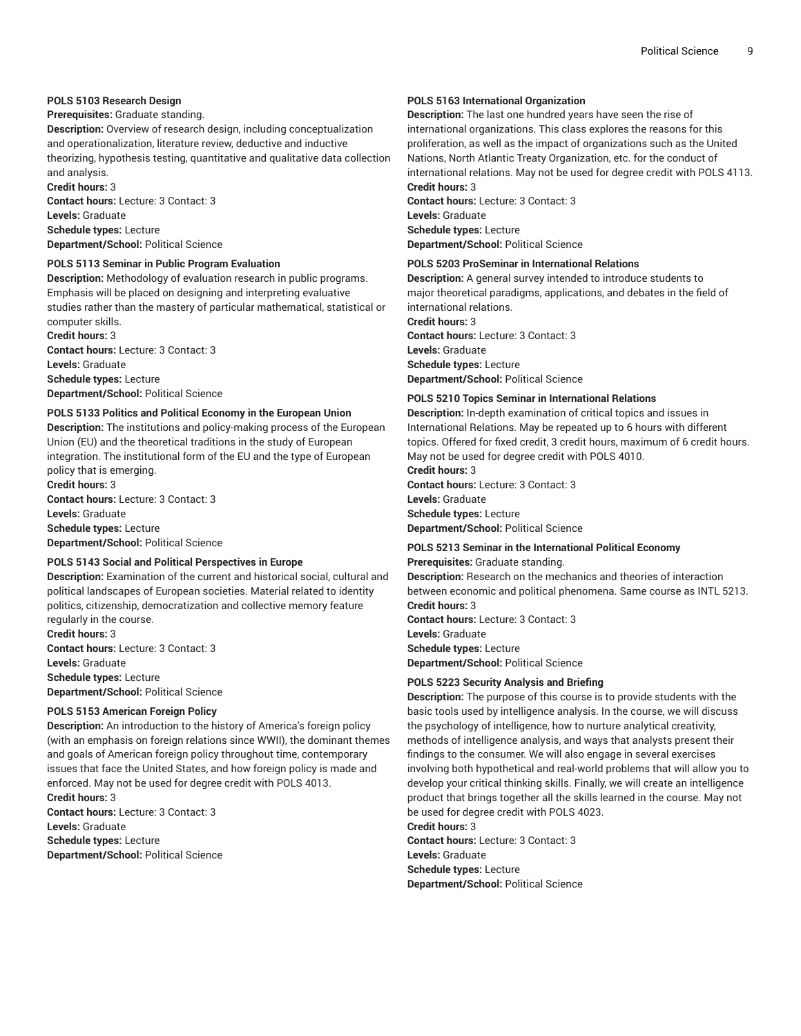**POLS 5103 Research Design**

**Prerequisites:** Graduate standing.

**Description:** Overview of research design, including conceptualization and operationalization, literature review, deductive and inductive theorizing, hypothesis testing, quantitative and qualitative data collection and analysis.

**Credit hours:** 3

**Contact hours:** Lecture: 3 Contact: 3

**Levels:** Graduate

**Schedule types:** Lecture

**Department/School:** Political Science

**POLS 5113 Seminar in Public Program Evaluation**

**Description:** Methodology of evaluation research in public programs. Emphasis will be placed on designing and interpreting evaluative studies rather than the mastery of particular mathematical, statistical or computer skills.

**Credit hours:** 3

**Contact hours:** Lecture: 3 Contact: 3

**Levels:** Graduate

**Schedule types:** Lecture

**Department/School:** Political Science

**POLS 5133 Politics and Political Economy in the European Union**

**Description:** The institutions and policy-making process of the European Union (EU) and the theoretical traditions in the study of European integration. The institutional form of the EU and the type of European policy that is emerging.

**Credit hours:** 3

**Contact hours:** Lecture: 3 Contact: 3

**Levels:** Graduate

**Schedule types:** Lecture

**Department/School:** Political Science

**POLS 5143 Social and Political Perspectives in Europe**

**Description:** Examination of the current and historical social, cultural and political landscapes of European societies. Material related to identity politics, citizenship, democratization and collective memory feature regularly in the course.

**Credit hours:** 3

**Contact hours:** Lecture: 3 Contact: 3

**Levels:** Graduate

**Schedule types:** Lecture

**Department/School:** Political Science

**POLS 5153 American Foreign Policy**

**Description:** An introduction to the history of America's foreign policy (with an emphasis on foreign relations since WWII), the dominant themes and goals of American foreign policy throughout time, contemporary issues that face the United States, and how foreign policy is made and enforced. May not be used for degree credit with POLS 4013.

**Credit hours:** 3

**Contact hours:** Lecture: 3 Contact: 3

**Levels:** Graduate

**Schedule types:** Lecture

**Department/School:** Political Science

**POLS 5163 International Organization**

**Description:** The last one hundred years have seen the rise of international organizations. This class explores the reasons for this proliferation, as well as the impact of organizations such as the United Nations, North Atlantic Treaty Organization, etc. for the conduct of international relations. May not be used for degree credit with POLS 4113.

**Credit hours:** 3

**Contact hours:** Lecture: 3 Contact: 3

**Levels:** Graduate

**Schedule types:** Lecture

**Department/School:** Political Science

**POLS 5203 ProSeminar in International Relations**

**Description:** A general survey intended to introduce students to major theoretical paradigms, applications, and debates in the field of international relations.

**Credit hours:** 3

**Contact hours:** Lecture: 3 Contact: 3

**Levels:** Graduate

**Schedule types:** Lecture

**Department/School:** Political Science

**POLS 5210 Topics Seminar in International Relations**

**Description:** In-depth examination of critical topics and issues in International Relations. May be repeated up to 6 hours with different topics. Offered for fixed credit, 3 credit hours, maximum of 6 credit hours. May not be used for degree credit with POLS 4010.

**Credit hours:** 3

**Contact hours:** Lecture: 3 Contact: 3

**Levels:** Graduate

**Schedule types:** Lecture

**Department/School:** Political Science

**POLS 5213 Seminar in the International Political Economy**

**Prerequisites:** Graduate standing.

**Description:** Research on the mechanics and theories of interaction between economic and political phenomena. Same course as INTL 5213.

**Credit hours:** 3

**Contact hours:** Lecture: 3 Contact: 3

**Levels:** Graduate

**Schedule types:** Lecture

**Department/School:** Political Science

**POLS 5223 Security Analysis and Briefing**

**Description:** The purpose of this course is to provide students with the basic tools used by intelligence analysis. In the course, we will discuss the psychology of intelligence, how to nurture analytical creativity, methods of intelligence analysis, and ways that analysts present their findings to the consumer. We will also engage in several exercises involving both hypothetical and real-world problems that will allow you to develop your critical thinking skills. Finally, we will create an intelligence product that brings together all the skills learned in the course. May not be used for degree credit with POLS 4023.

**Credit hours:** 3

**Contact hours:** Lecture: 3 Contact: 3

**Levels:** Graduate

**Schedule types:** Lecture

**Department/School:** Political Science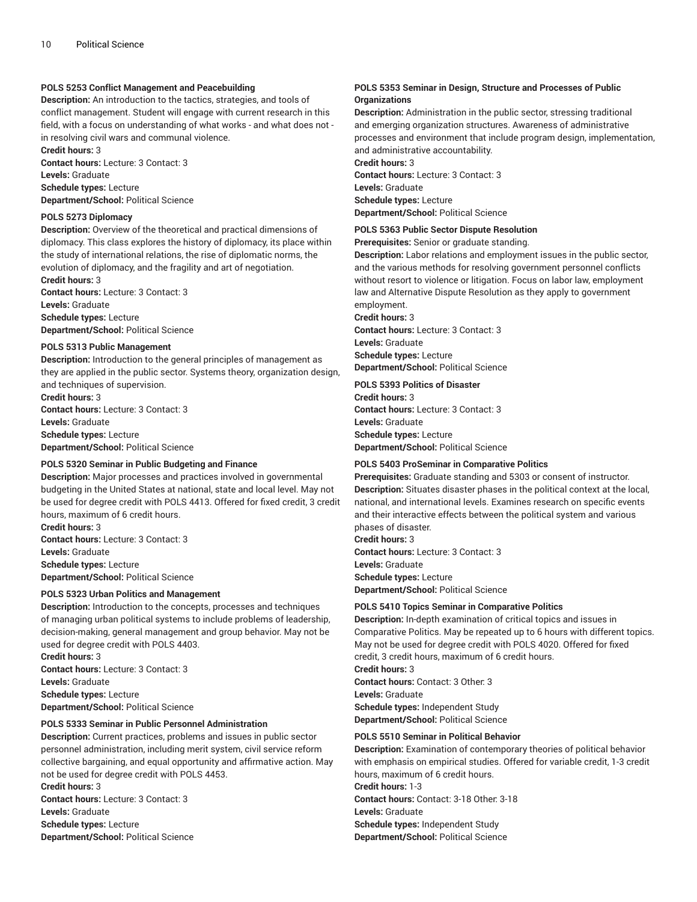#### POLS 5253 Conflict Management and Peacebuilding

**Description:** An introduction to the tactics, strategies, and tools of conflict management. Student will engage with current research in this field, with a focus on understanding of what works - and what does not - in resolving civil wars and communal violence.
**Credit hours:** 3
**Contact hours:** Lecture: 3 Contact: 3
**Levels:** Graduate
**Schedule types:** Lecture
**Department/School:** Political Science

#### POLS 5273 Diplomacy

**Description:** Overview of the theoretical and practical dimensions of diplomacy. This class explores the history of diplomacy, its place within the study of international relations, the rise of diplomatic norms, the evolution of diplomacy, and the fragility and art of negotiation.
**Credit hours:** 3
**Contact hours:** Lecture: 3 Contact: 3
**Levels:** Graduate
**Schedule types:** Lecture
**Department/School:** Political Science

#### POLS 5313 Public Management

**Description:** Introduction to the general principles of management as they are applied in the public sector. Systems theory, organization design, and techniques of supervision.
**Credit hours:** 3
**Contact hours:** Lecture: 3 Contact: 3
**Levels:** Graduate
**Schedule types:** Lecture
**Department/School:** Political Science

#### POLS 5320 Seminar in Public Budgeting and Finance

**Description:** Major processes and practices involved in governmental budgeting in the United States at national, state and local level. May not be used for degree credit with POLS 4413. Offered for fixed credit, 3 credit hours, maximum of 6 credit hours.
**Credit hours:** 3
**Contact hours:** Lecture: 3 Contact: 3
**Levels:** Graduate
**Schedule types:** Lecture
**Department/School:** Political Science

#### POLS 5323 Urban Politics and Management

**Description:** Introduction to the concepts, processes and techniques of managing urban political systems to include problems of leadership, decision-making, general management and group behavior. May not be used for degree credit with POLS 4403.
**Credit hours:** 3
**Contact hours:** Lecture: 3 Contact: 3
**Levels:** Graduate
**Schedule types:** Lecture
**Department/School:** Political Science

#### POLS 5333 Seminar in Public Personnel Administration

**Description:** Current practices, problems and issues in public sector personnel administration, including merit system, civil service reform collective bargaining, and equal opportunity and affirmative action. May not be used for degree credit with POLS 4453.
**Credit hours:** 3
**Contact hours:** Lecture: 3 Contact: 3
**Levels:** Graduate
**Schedule types:** Lecture
**Department/School:** Political Science

#### POLS 5353 Seminar in Design, Structure and Processes of Public Organizations

**Description:** Administration in the public sector, stressing traditional and emerging organization structures. Awareness of administrative processes and environment that include program design, implementation, and administrative accountability.
**Credit hours:** 3
**Contact hours:** Lecture: 3 Contact: 3
**Levels:** Graduate
**Schedule types:** Lecture
**Department/School:** Political Science

#### POLS 5363 Public Sector Dispute Resolution

**Prerequisites:** Senior or graduate standing.
**Description:** Labor relations and employment issues in the public sector, and the various methods for resolving government personnel conflicts without resort to violence or litigation. Focus on labor law, employment law and Alternative Dispute Resolution as they apply to government employment.
**Credit hours:** 3
**Contact hours:** Lecture: 3 Contact: 3
**Levels:** Graduate
**Schedule types:** Lecture
**Department/School:** Political Science

#### POLS 5393 Politics of Disaster

**Credit hours:** 3
**Contact hours:** Lecture: 3 Contact: 3
**Levels:** Graduate
**Schedule types:** Lecture
**Department/School:** Political Science

#### POLS 5403 ProSeminar in Comparative Politics

**Prerequisites:** Graduate standing and 5303 or consent of instructor.
**Description:** Situates disaster phases in the political context at the local, national, and international levels. Examines research on specific events and their interactive effects between the political system and various phases of disaster.
**Credit hours:** 3
**Contact hours:** Lecture: 3 Contact: 3
**Levels:** Graduate
**Schedule types:** Lecture
**Department/School:** Political Science

#### POLS 5410 Topics Seminar in Comparative Politics

**Description:** In-depth examination of critical topics and issues in Comparative Politics. May be repeated up to 6 hours with different topics. May not be used for degree credit with POLS 4020. Offered for fixed credit, 3 credit hours, maximum of 6 credit hours.
**Credit hours:** 3
**Contact hours:** Contact: 3 Other: 3
**Levels:** Graduate
**Schedule types:** Independent Study
**Department/School:** Political Science

#### POLS 5510 Seminar in Political Behavior

**Description:** Examination of contemporary theories of political behavior with emphasis on empirical studies. Offered for variable credit, 1-3 credit hours, maximum of 6 credit hours.
**Credit hours:** 1-3
**Contact hours:** Contact: 3-18 Other: 3-18
**Levels:** Graduate
**Schedule types:** Independent Study
**Department/School:** Political Science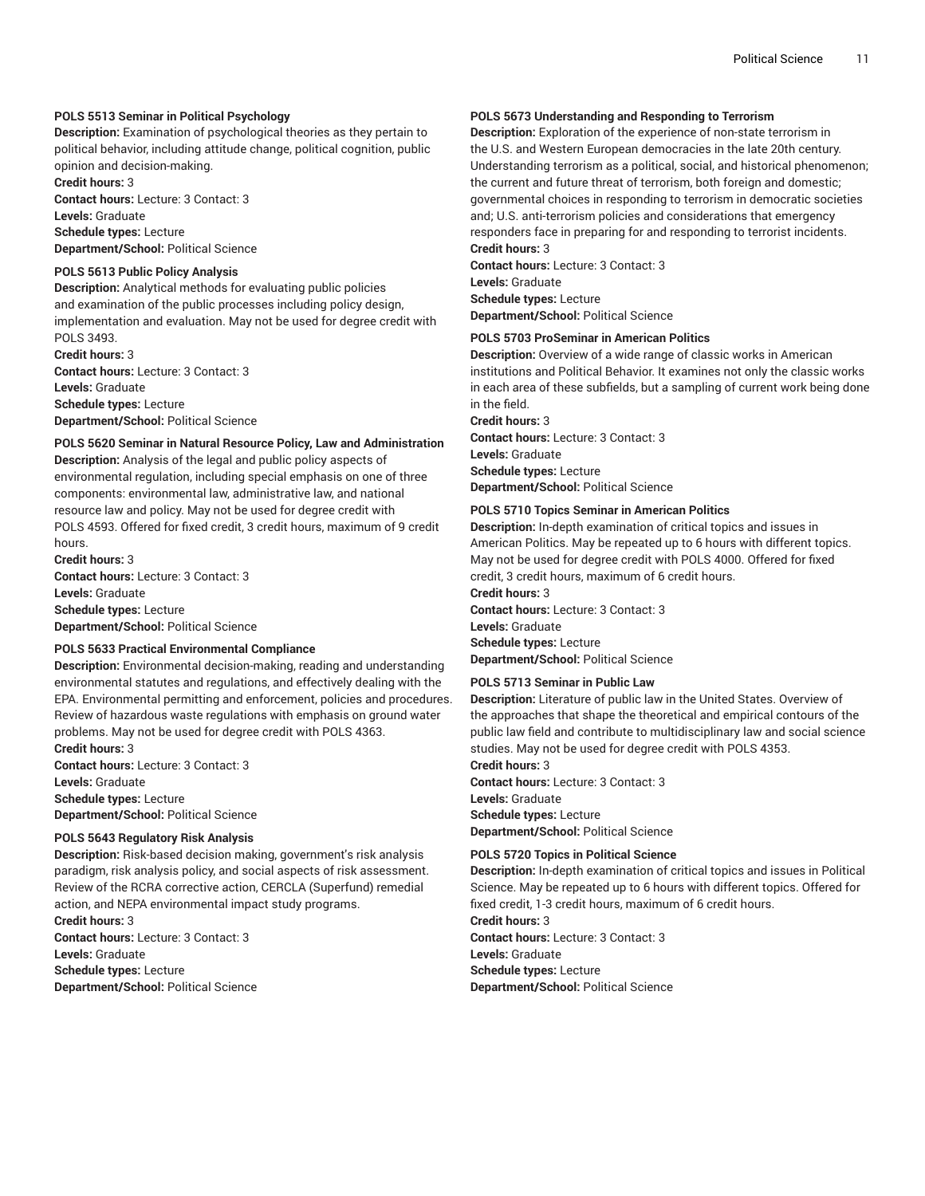**POLS 5513 Seminar in Political Psychology**
**Description:** Examination of psychological theories as they pertain to political behavior, including attitude change, political cognition, public opinion and decision-making.
**Credit hours:** 3
**Contact hours:** Lecture: 3 Contact: 3
**Levels:** Graduate
**Schedule types:** Lecture
**Department/School:** Political Science

**POLS 5613 Public Policy Analysis**
**Description:** Analytical methods for evaluating public policies and examination of the public processes including policy design, implementation and evaluation. May not be used for degree credit with POLS 3493.
**Credit hours:** 3
**Contact hours:** Lecture: 3 Contact: 3
**Levels:** Graduate
**Schedule types:** Lecture
**Department/School:** Political Science

**POLS 5620 Seminar in Natural Resource Policy, Law and Administration**
**Description:** Analysis of the legal and public policy aspects of environmental regulation, including special emphasis on one of three components: environmental law, administrative law, and national resource law and policy. May not be used for degree credit with POLS 4593. Offered for fixed credit, 3 credit hours, maximum of 9 credit hours.
**Credit hours:** 3
**Contact hours:** Lecture: 3 Contact: 3
**Levels:** Graduate
**Schedule types:** Lecture
**Department/School:** Political Science

**POLS 5633 Practical Environmental Compliance**
**Description:** Environmental decision-making, reading and understanding environmental statutes and regulations, and effectively dealing with the EPA. Environmental permitting and enforcement, policies and procedures. Review of hazardous waste regulations with emphasis on ground water problems. May not be used for degree credit with POLS 4363.
**Credit hours:** 3
**Contact hours:** Lecture: 3 Contact: 3
**Levels:** Graduate
**Schedule types:** Lecture
**Department/School:** Political Science

**POLS 5643 Regulatory Risk Analysis**
**Description:** Risk-based decision making, government's risk analysis paradigm, risk analysis policy, and social aspects of risk assessment. Review of the RCRA corrective action, CERCLA (Superfund) remedial action, and NEPA environmental impact study programs.
**Credit hours:** 3
**Contact hours:** Lecture: 3 Contact: 3
**Levels:** Graduate
**Schedule types:** Lecture
**Department/School:** Political Science

**POLS 5673 Understanding and Responding to Terrorism**
**Description:** Exploration of the experience of non-state terrorism in the U.S. and Western European democracies in the late 20th century. Understanding terrorism as a political, social, and historical phenomenon; the current and future threat of terrorism, both foreign and domestic; governmental choices in responding to terrorism in democratic societies and; U.S. anti-terrorism policies and considerations that emergency responders face in preparing for and responding to terrorist incidents.
**Credit hours:** 3
**Contact hours:** Lecture: 3 Contact: 3
**Levels:** Graduate
**Schedule types:** Lecture
**Department/School:** Political Science

**POLS 5703 ProSeminar in American Politics**
**Description:** Overview of a wide range of classic works in American institutions and Political Behavior. It examines not only the classic works in each area of these subfields, but a sampling of current work being done in the field.
**Credit hours:** 3
**Contact hours:** Lecture: 3 Contact: 3
**Levels:** Graduate
**Schedule types:** Lecture
**Department/School:** Political Science

**POLS 5710 Topics Seminar in American Politics**
**Description:** In-depth examination of critical topics and issues in American Politics. May be repeated up to 6 hours with different topics. May not be used for degree credit with POLS 4000. Offered for fixed credit, 3 credit hours, maximum of 6 credit hours.
**Credit hours:** 3
**Contact hours:** Lecture: 3 Contact: 3
**Levels:** Graduate
**Schedule types:** Lecture
**Department/School:** Political Science

**POLS 5713 Seminar in Public Law**
**Description:** Literature of public law in the United States. Overview of the approaches that shape the theoretical and empirical contours of the public law field and contribute to multidisciplinary law and social science studies. May not be used for degree credit with POLS 4353.
**Credit hours:** 3
**Contact hours:** Lecture: 3 Contact: 3
**Levels:** Graduate
**Schedule types:** Lecture
**Department/School:** Political Science

**POLS 5720 Topics in Political Science**
**Description:** In-depth examination of critical topics and issues in Political Science. May be repeated up to 6 hours with different topics. Offered for fixed credit, 1-3 credit hours, maximum of 6 credit hours.
**Credit hours:** 3
**Contact hours:** Lecture: 3 Contact: 3
**Levels:** Graduate
**Schedule types:** Lecture
**Department/School:** Political Science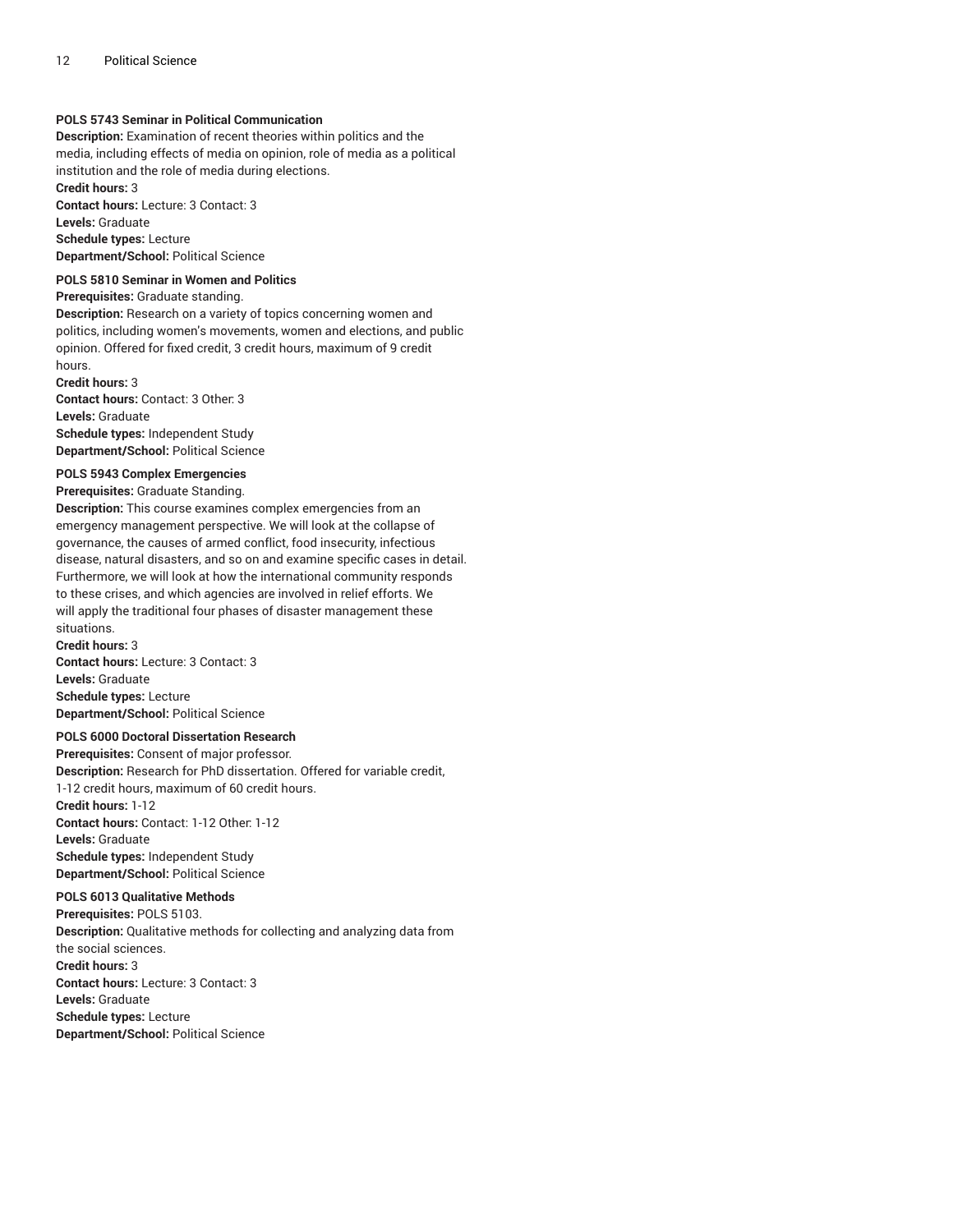**POLS 5743 Seminar in Political Communication**

**Description:** Examination of recent theories within politics and the media, including effects of media on opinion, role of media as a political institution and the role of media during elections.

**Credit hours:** 3

**Contact hours:** Lecture: 3 Contact: 3

**Levels:** Graduate

**Schedule types:** Lecture

**Department/School:** Political Science

**POLS 5810 Seminar in Women and Politics**

**Prerequisites:** Graduate standing.

**Description:** Research on a variety of topics concerning women and politics, including women's movements, women and elections, and public opinion. Offered for fixed credit, 3 credit hours, maximum of 9 credit hours.

**Credit hours:** 3

**Contact hours:** Contact: 3 Other: 3

**Levels:** Graduate

**Schedule types:** Independent Study

**Department/School:** Political Science

**POLS 5943 Complex Emergencies**

**Prerequisites:** Graduate Standing.

**Description:** This course examines complex emergencies from an emergency management perspective. We will look at the collapse of governance, the causes of armed conflict, food insecurity, infectious disease, natural disasters, and so on and examine specific cases in detail. Furthermore, we will look at how the international community responds to these crises, and which agencies are involved in relief efforts. We will apply the traditional four phases of disaster management these situations.

**Credit hours:** 3

**Contact hours:** Lecture: 3 Contact: 3

**Levels:** Graduate

**Schedule types:** Lecture

**Department/School:** Political Science

**POLS 6000 Doctoral Dissertation Research**

**Prerequisites:** Consent of major professor.

**Description:** Research for PhD dissertation. Offered for variable credit, 1-12 credit hours, maximum of 60 credit hours.

**Credit hours:** 1-12

**Contact hours:** Contact: 1-12 Other: 1-12

**Levels:** Graduate

**Schedule types:** Independent Study

**Department/School:** Political Science

**POLS 6013 Qualitative Methods**

**Prerequisites:** POLS 5103.

**Description:** Qualitative methods for collecting and analyzing data from the social sciences.

**Credit hours:** 3

**Contact hours:** Lecture: 3 Contact: 3

**Levels:** Graduate

**Schedule types:** Lecture

**Department/School:** Political Science